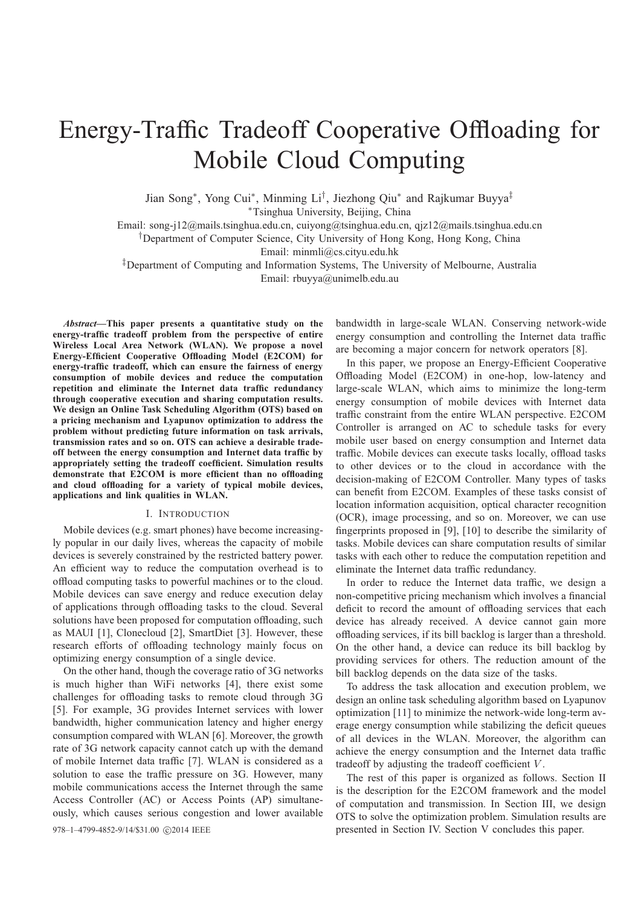# Energy-Traffic Tradeoff Cooperative Offloading for Mobile Cloud Computing

Jian Song*, Yong Cui*, Minming Li†, Jiezhong Qiu* and Rajkumar Buyya‡

*Tsinghua University, Beijing, China

Email: song-j12@mails.tsinghua.edu.cn, cuiyong@tsinghua.edu.cn, qjz12@mails.tsinghua.edu.cn

†Department of Computer Science, City University of Hong Kong, Hong Kong, China

Email: minmli@cs.cityu.edu.hk

‡Department of Computing and Information Systems, The University of Melbourne, Australia

Email: rbuyya@unimelb.edu.au

***Abstract*—This paper presents a quantitative study on the energy-traffic tradeoff problem from the perspective of entire Wireless Local Area Network (WLAN). We propose a novel Energy-Efficient Cooperative Offloading Model (E2COM) for energy-traffic tradeoff, which can ensure the fairness of energy consumption of mobile devices and reduce the computation repetition and eliminate the Internet data traffic redundancy through cooperative execution and sharing computation results. We design an Online Task Scheduling Algorithm (OTS) based on a pricing mechanism and Lyapunov optimization to address the problem without predicting future information on task arrivals, transmission rates and so on. OTS can achieve a desirable tradeoff between the energy consumption and Internet data traffic by appropriately setting the tradeoff coefficient. Simulation results demonstrate that E2COM is more efficient than no offloading and cloud offloading for a variety of typical mobile devices, applications and link qualities in WLAN.**

## I. Introduction

Mobile devices (e.g. smart phones) have become increasingly popular in our daily lives, whereas the capacity of mobile devices is severely constrained by the restricted battery power. An efficient way to reduce the computation overhead is to offload computing tasks to powerful machines or to the cloud. Mobile devices can save energy and reduce execution delay of applications through offloading tasks to the cloud. Several solutions have been proposed for computation offloading, such as MAUI [1], Clonecloud [2], SmartDiet [3]. However, these research efforts of offloading technology mainly focus on optimizing energy consumption of a single device.

On the other hand, though the coverage ratio of 3G networks is much higher than WiFi networks [4], there exist some challenges for offloading tasks to remote cloud through 3G [5]. For example, 3G provides Internet services with lower bandwidth, higher communication latency and higher energy consumption compared with WLAN [6]. Moreover, the growth rate of 3G network capacity cannot catch up with the demand of mobile Internet data traffic [7]. WLAN is considered as a solution to ease the traffic pressure on 3G. However, many mobile communications access the Internet through the same Access Controller (AC) or Access Points (AP) simultaneously, which causes serious congestion and lower available bandwidth in large-scale WLAN. Conserving network-wide energy consumption and controlling the Internet data traffic are becoming a major concern for network operators [8].

In this paper, we propose an Energy-Efficient Cooperative Offloading Model (E2COM) in one-hop, low-latency and large-scale WLAN, which aims to minimize the long-term energy consumption of mobile devices with Internet data traffic constraint from the entire WLAN perspective. E2COM Controller is arranged on AC to schedule tasks for every mobile user based on energy consumption and Internet data traffic. Mobile devices can execute tasks locally, offload tasks to other devices or to the cloud in accordance with the decision-making of E2COM Controller. Many types of tasks can benefit from E2COM. Examples of these tasks consist of location information acquisition, optical character recognition (OCR), image processing, and so on. Moreover, we can use fingerprints proposed in [9], [10] to describe the similarity of tasks. Mobile devices can share computation results of similar tasks with each other to reduce the computation repetition and eliminate the Internet data traffic redundancy.

In order to reduce the Internet data traffic, we design a non-competitive pricing mechanism which involves a financial deficit to record the amount of offloading services that each device has already received. A device cannot gain more offloading services, if its bill backlog is larger than a threshold. On the other hand, a device can reduce its bill backlog by providing services for others. The reduction amount of the bill backlog depends on the data size of the tasks.

To address the task allocation and execution problem, we design an online task scheduling algorithm based on Lyapunov optimization [11] to minimize the network-wide long-term average energy consumption while stabilizing the deficit queues of all devices in the WLAN. Moreover, the algorithm can achieve the energy consumption and the Internet data traffic tradeoff by adjusting the tradeoff coefficient $V$.

The rest of this paper is organized as follows. Section II is the description for the E2COM framework and the model of computation and transmission. In Section III, we design OTS to solve the optimization problem. Simulation results are presented in Section IV. Section V concludes this paper.

978-1-4799-4852-9/14/$31.00 ©2014 IEEE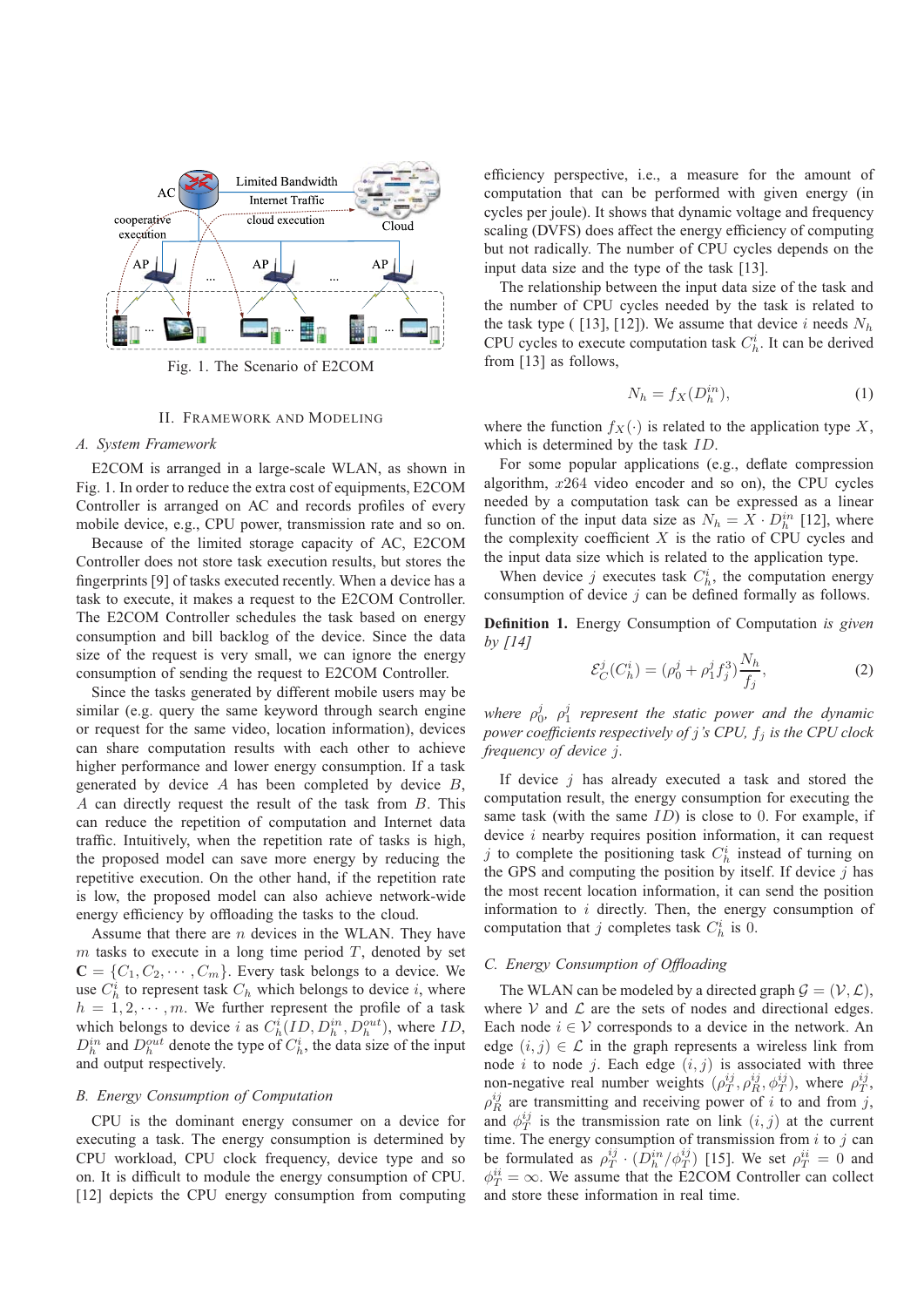Fig. 1. The Scenario of E2COM

## II. Framework and Modeling

### A. System Framework

E2COM is arranged in a large-scale WLAN, as shown in Fig. 1. In order to reduce the extra cost of equipments, E2COM Controller is arranged on AC and records profiles of every mobile device, e.g., CPU power, transmission rate and so on.

Because of the limited storage capacity of AC, E2COM Controller does not store task execution results, but stores the fingerprints [9] of tasks executed recently. When a device has a task to execute, it makes a request to the E2COM Controller. The E2COM Controller schedules the task based on energy consumption and bill backlog of the device. Since the data size of the request is very small, we can ignore the energy consumption of sending the request to E2COM Controller.

Since the tasks generated by different mobile users may be similar (e.g. query the same keyword through search engine or request for the same video, location information), devices can share computation results with each other to achieve higher performance and lower energy consumption. If a task generated by device $A$ has been completed by device $B$, $A$ can directly request the result of the task from $B$. This can reduce the repetition of computation and Internet data traffic. Intuitively, when the repetition rate of tasks is high, the proposed model can save more energy by reducing the repetitive execution. On the other hand, if the repetition rate is low, the proposed model can also achieve network-wide energy efficiency by offloading the tasks to the cloud.

Assume that there are $n$ devices in the WLAN. They have $m$ tasks to execute in a long time period $T$, denoted by set $\mathbf{C} = \{C_1, C_2, \cdots, C_m\}$. Every task belongs to a device. We use $C_h^i$ to represent task $C_h$ which belongs to device $i$, where $h = 1, 2, \cdots, m$. We further represent the profile of a task which belongs to device $i$ as $C_h^i(ID, D_h^{in}, D_h^{out})$, where $ID$, $D_h^{in}$ and $D_h^{out}$ denote the type of $C_h^i$, the data size of the input and output respectively.

### B. Energy Consumption of Computation

CPU is the dominant energy consumer on a device for executing a task. The energy consumption is determined by CPU workload, CPU clock frequency, device type and so on. It is difficult to module the energy consumption of CPU. [12] depicts the CPU energy consumption from computing efficiency perspective, i.e., a measure for the amount of computation that can be performed with given energy (in cycles per joule). It shows that dynamic voltage and frequency scaling (DVFS) does affect the energy efficiency of computing but not radically. The number of CPU cycles depends on the input data size and the type of the task [13].

The relationship between the input data size of the task and the number of CPU cycles needed by the task is related to the task type ( [13], [12]). We assume that device $i$ needs $N_h$ CPU cycles to execute computation task $C_h^i$. It can be derived from [13] as follows,

$$N_h = f_X(D_h^{in}), \tag{1}$$

where the function $f_X(\cdot)$ is related to the application type $X$, which is determined by the task $ID$.

For some popular applications (e.g., deflate compression algorithm, $x264$ video encoder and so on), the CPU cycles needed by a computation task can be expressed as a linear function of the input data size as $N_h = X \cdot D_h^{in}$ [12], where the complexity coefficient $X$ is the ratio of CPU cycles and the input data size which is related to the application type.

When device $j$ executes task $C_h^i$, the computation energy consumption of device $j$ can be defined formally as follows.

**Definition 1.** Energy Consumption of Computation *is given by [14]*

$$\mathcal{E}_C^j(C_h^i) = (\rho_0^j + \rho_1^j f_j^3)\frac{N_h}{f_j}, \tag{2}$$

*where $\rho_0^j$, $\rho_1^j$ represent the static power and the dynamic power coefficients respectively of $j$'s CPU, $f_j$ is the CPU clock frequency of device $j$.*

If device $j$ has already executed a task and stored the computation result, the energy consumption for executing the same task (with the same $ID$) is close to 0. For example, if device $i$ nearby requires position information, it can request $j$ to complete the positioning task $C_h^i$ instead of turning on the GPS and computing the position by itself. If device $j$ has the most recent location information, it can send the position information to $i$ directly. Then, the energy consumption of computation that $j$ completes task $C_h^i$ is 0.

### C. Energy Consumption of Offloading

The WLAN can be modeled by a directed graph $\mathcal{G} = (\mathcal{V}, \mathcal{L})$, where $\mathcal{V}$ and $\mathcal{L}$ are the sets of nodes and directional edges. Each node $i \in \mathcal{V}$ corresponds to a device in the network. An edge $(i, j) \in \mathcal{L}$ in the graph represents a wireless link from node $i$ to node $j$. Each edge $(i, j)$ is associated with three non-negative real number weights $(\rho_T^{ij}, \rho_R^{ij}, \phi_T^{ij})$, where $\rho_T^{ij}$, $\rho_R^{ij}$ are transmitting and receiving power of $i$ to and from $j$, and $\phi_T^{ij}$ is the transmission rate on link $(i, j)$ at the current time. The energy consumption of transmission from $i$ to $j$ can be formulated as $\rho_T^{ij} \cdot (D_h^{in}/\phi_T^{ij})$ [15]. We set $\rho_T^{ii} = 0$ and $\phi_T^{ii} = \infty$. We assume that the E2COM Controller can collect and store these information in real time.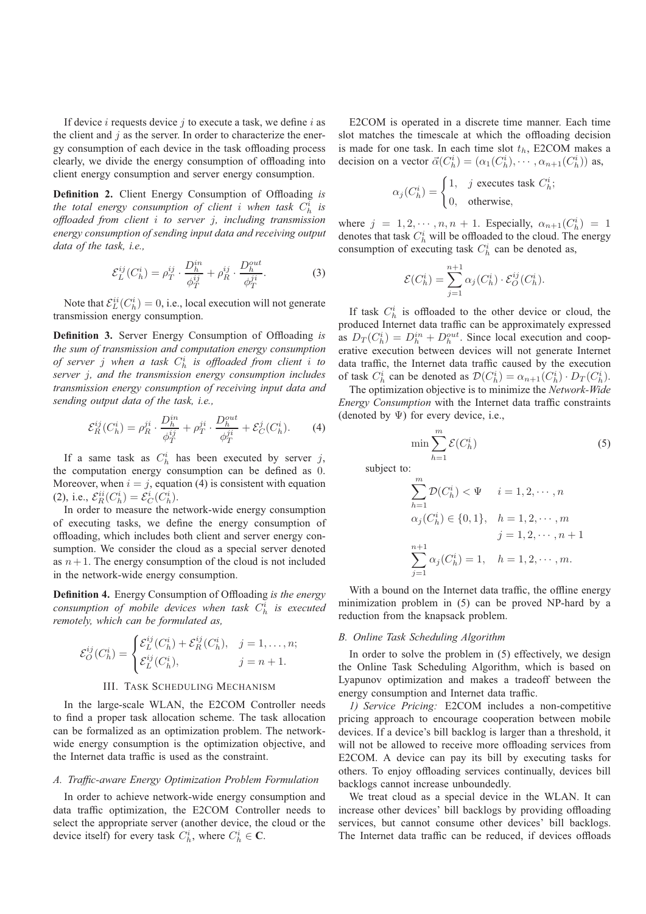If device $i$ requests device $j$ to execute a task, we define $i$ as the client and $j$ as the server. In order to characterize the energy consumption of each device in the task offloading process clearly, we divide the energy consumption of offloading into client energy consumption and server energy consumption.

**Definition 2.** Client Energy Consumption of Offloading *is the total energy consumption of client $i$ when task $C_h^i$ is offloaded from client $i$ to server $j$, including transmission energy consumption of sending input data and receiving output data of the task, i.e.,*

$$\mathcal{E}_L^{ij}(C_h^i) = \rho_T^{ij} \cdot \frac{D_h^{in}}{\phi_T^{ij}} + \rho_R^{ij} \cdot \frac{D_h^{out}}{\phi_T^{ji}}. \tag{3}$$

Note that $\mathcal{E}_L^{ii}(C_h^i) = 0$, i.e., local execution will not generate transmission energy consumption.

**Definition 3.** Server Energy Consumption of Offloading *is the sum of transmission and computation energy consumption of server $j$ when a task $C_h^i$ is offloaded from client $i$ to server $j$, and the transmission energy consumption includes transmission energy consumption of receiving input data and sending output data of the task, i.e.,*

$$\mathcal{E}_R^{ij}(C_h^i) = \rho_R^{ji} \cdot \frac{D_h^{in}}{\phi_T^{ij}} + \rho_T^{ji} \cdot \frac{D_h^{out}}{\phi_T^{ji}} + \mathcal{E}_C^j(C_h^i). \tag{4}$$

If a same task as $C_h^i$ has been executed by server $j$, the computation energy consumption can be defined as 0. Moreover, when $i = j$, equation (4) is consistent with equation (2), i.e., $\mathcal{E}_R^{ii}(C_h^i) = \mathcal{E}_C^i(C_h^i)$.

In order to measure the network-wide energy consumption of executing tasks, we define the energy consumption of offloading, which includes both client and server energy consumption. We consider the cloud as a special server denoted as $n+1$. The energy consumption of the cloud is not included in the network-wide energy consumption.

**Definition 4.** Energy Consumption of Offloading *is the energy consumption of mobile devices when task $C_h^i$ is executed remotely, which can be formulated as,*

$$\mathcal{E}_O^{ij}(C_h^i) = \begin{cases} \mathcal{E}_L^{ij}(C_h^i) + \mathcal{E}_R^{ij}(C_h^i), & j = 1, \ldots, n; \\ \mathcal{E}_L^{ij}(C_h^i), & j = n+1. \end{cases}$$

## III. Task Scheduling Mechanism

In the large-scale WLAN, the E2COM Controller needs to find a proper task allocation scheme. The task allocation can be formalized as an optimization problem. The network-wide energy consumption is the optimization objective, and the Internet data traffic is used as the constraint.

### A. Traffic-aware Energy Optimization Problem Formulation

In order to achieve network-wide energy consumption and data traffic optimization, the E2COM Controller needs to select the appropriate server (another device, the cloud or the device itself) for every task $C_h^i$, where $C_h^i \in \mathbf{C}$.

E2COM is operated in a discrete time manner. Each time slot matches the timescale at which the offloading decision is made for one task. In each time slot $t_h$, E2COM makes a decision on a vector $\vec{\alpha}(C_h^i) = (\alpha_1(C_h^i), \cdots, \alpha_{n+1}(C_h^i))$ as,

$$\alpha_j(C_h^i) = \begin{cases} 1, & j \text{ executes task } C_h^i; \\ 0, & \text{otherwise}, \end{cases}$$

where $j = 1, 2, \cdots, n, n+1$. Especially, $\alpha_{n+1}(C_h^i) = 1$ denotes that task $C_h^i$ will be offloaded to the cloud. The energy consumption of executing task $C_h^i$ can be denoted as,

$$\mathcal{E}(C_h^i) = \sum_{j=1}^{n+1} \alpha_j(C_h^i) \cdot \mathcal{E}_O^{ij}(C_h^i).$$

If task $C_h^i$ is offloaded to the other device or cloud, the produced Internet data traffic can be approximately expressed as $D_T(C_h^i) = D_h^{in} + D_h^{out}$. Since local execution and cooperative execution between devices will not generate Internet data traffic, the Internet data traffic caused by the execution of task $C_h^i$ can be denoted as $\mathcal{D}(C_h^i) = \alpha_{n+1}(C_h^i) \cdot D_T(C_h^i)$.

The optimization objective is to minimize the *Network-Wide Energy Consumption* with the Internet data traffic constraints (denoted by $\Psi$) for every device, i.e.,

$$\min \sum_{h=1}^{m} \mathcal{E}(C_h^i) \tag{5}$$

subject to:

$$\begin{aligned} &\sum_{h=1}^{m} \mathcal{D}(C_h^i) < \Psi \quad & i = 1, 2, \cdots, n \\ &\alpha_j(C_h^i) \in \{0, 1\}, \quad & h = 1, 2, \cdots, m \\ & & j = 1, 2, \cdots, n+1 \\ &\sum_{j=1}^{n+1} \alpha_j(C_h^i) = 1, \quad & h = 1, 2, \cdots, m. \end{aligned}$$

With a bound on the Internet data traffic, the offline energy minimization problem in (5) can be proved NP-hard by a reduction from the knapsack problem.

### B. Online Task Scheduling Algorithm

In order to solve the problem in (5) effectively, we design the Online Task Scheduling Algorithm, which is based on Lyapunov optimization and makes a tradeoff between the energy consumption and Internet data traffic.

*1) Service Pricing:* E2COM includes a non-competitive pricing approach to encourage cooperation between mobile devices. If a device's bill backlog is larger than a threshold, it will not be allowed to receive more offloading services from E2COM. A device can pay its bill by executing tasks for others. To enjoy offloading services continually, devices bill backlogs cannot increase unboundedly.

We treat cloud as a special device in the WLAN. It can increase other devices' bill backlogs by providing offloading services, but cannot consume other devices' bill backlogs. The Internet data traffic can be reduced, if devices offloads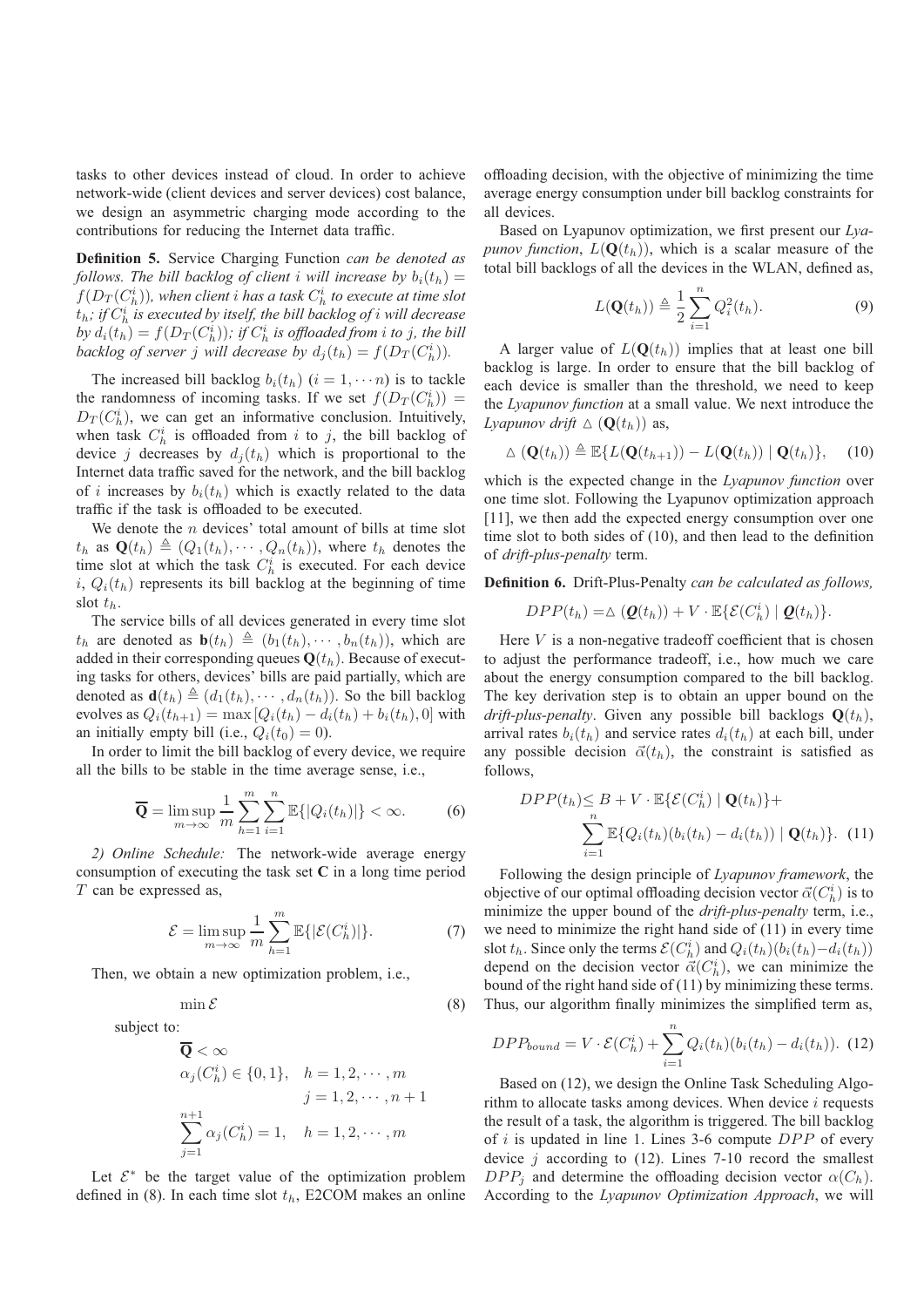tasks to other devices instead of cloud. In order to achieve network-wide (client devices and server devices) cost balance, we design an asymmetric charging mode according to the contributions for reducing the Internet data traffic.

**Definition 5.** Service Charging Function *can be denoted as follows. The bill backlog of client $i$ will increase by $b_i(t_h) = f(D_T(C_h^i))$, when client $i$ has a task $C_h^i$ to execute at time slot $t_h$; if $C_h^i$ is executed by itself, the bill backlog of $i$ will decrease by $d_i(t_h) = f(D_T(C_h^i))$; if $C_h^i$ is offloaded from $i$ to $j$, the bill backlog of server $j$ will decrease by $d_j(t_h) = f(D_T(C_h^i))$.*

The increased bill backlog $b_i(t_h)$ $(i = 1, \cdots n)$ is to tackle the randomness of incoming tasks. If we set $f(D_T(C_h^i)) = D_T(C_h^i)$, we can get an informative conclusion. Intuitively, when task $C_h^i$ is offloaded from $i$ to $j$, the bill backlog of device $j$ decreases by $d_j(t_h)$ which is proportional to the Internet data traffic saved for the network, and the bill backlog of $i$ increases by $b_i(t_h)$ which is exactly related to the data traffic if the task is offloaded to be executed.

We denote the $n$ devices' total amount of bills at time slot $t_h$ as $\mathbf{Q}(t_h) \triangleq (Q_1(t_h), \cdots, Q_n(t_h))$, where $t_h$ denotes the time slot at which the task $C_h^i$ is executed. For each device $i$, $Q_i(t_h)$ represents its bill backlog at the beginning of time slot $t_h$.

The service bills of all devices generated in every time slot $t_h$ are denoted as $\mathbf{b}(t_h) \triangleq (b_1(t_h), \cdots, b_n(t_h))$, which are added in their corresponding queues $\mathbf{Q}(t_h)$. Because of executing tasks for others, devices' bills are paid partially, which are denoted as $\mathbf{d}(t_h) \triangleq (d_1(t_h), \cdots, d_n(t_h))$. So the bill backlog evolves as $Q_i(t_{h+1}) = \max[Q_i(t_h) - d_i(t_h) + b_i(t_h), 0]$ with an initially empty bill (i.e., $Q_i(t_0) = 0$).

In order to limit the bill backlog of every device, we require all the bills to be stable in the time average sense, i.e.,

$$\overline{\mathbf{Q}} = \limsup_{m \to \infty} \frac{1}{m} \sum_{h=1}^{m} \sum_{i=1}^{n} \mathbb{E}\{|Q_i(t_h)|\} < \infty. \quad (6)$$

*2) Online Schedule:* The network-wide average energy consumption of executing the task set $\mathbf{C}$ in a long time period $T$ can be expressed as,

$$\mathcal{E} = \limsup_{m \to \infty} \frac{1}{m} \sum_{h=1}^{m} \mathbb{E}\{|\mathcal{E}(C_h^i)|\}. \quad (7)$$

Then, we obtain a new optimization problem, i.e.,

$$\min \mathcal{E} \quad (8)$$

subject to:

$$\overline{\mathbf{Q}} < \infty$$
$$\alpha_j(C_h^i) \in \{0, 1\}, \quad h = 1, 2, \cdots, m$$
$$j = 1, 2, \cdots, n+1$$
$$\sum_{j=1}^{n+1} \alpha_j(C_h^i) = 1, \quad h = 1, 2, \cdots, m$$

Let $\mathcal{E}^*$ be the target value of the optimization problem defined in (8). In each time slot $t_h$, E2COM makes an online offloading decision, with the objective of minimizing the time average energy consumption under bill backlog constraints for all devices.

Based on Lyapunov optimization, we first present our *Lyapunov function*, $L(\mathbf{Q}(t_h))$, which is a scalar measure of the total bill backlogs of all the devices in the WLAN, defined as,

$$L(\mathbf{Q}(t_h)) \triangleq \frac{1}{2} \sum_{i=1}^{n} Q_i^2(t_h). \quad (9)$$

A larger value of $L(\mathbf{Q}(t_h))$ implies that at least one bill backlog is large. In order to ensure that the bill backlog of each device is smaller than the threshold, we need to keep the *Lyapunov function* at a small value. We next introduce the *Lyapunov drift* $\triangle(\mathbf{Q}(t_h))$ as,

$$\triangle(\mathbf{Q}(t_h)) \triangleq \mathbb{E}\{L(\mathbf{Q}(t_{h+1})) - L(\mathbf{Q}(t_h)) \mid \mathbf{Q}(t_h)\}, \quad (10)$$

which is the expected change in the *Lyapunov function* over one time slot. Following the Lyapunov optimization approach [11], we then add the expected energy consumption over one time slot to both sides of (10), and then lead to the definition of *drift-plus-penalty* term.

**Definition 6.** Drift-Plus-Penalty *can be calculated as follows,*

$$DPP(t_h) = \triangle(\boldsymbol{Q}(t_h)) + V \cdot \mathbb{E}\{\mathcal{E}(C_h^i) \mid \boldsymbol{Q}(t_h)\}.$$

Here $V$ is a non-negative tradeoff coefficient that is chosen to adjust the performance tradeoff, i.e., how much we care about the energy consumption compared to the bill backlog. The key derivation step is to obtain an upper bound on the *drift-plus-penalty*. Given any possible bill backlogs $\mathbf{Q}(t_h)$, arrival rates $b_i(t_h)$ and service rates $d_i(t_h)$ at each bill, under any possible decision $\vec{\alpha}(t_h)$, the constraint is satisfied as follows,

$$DPP(t_h) \leq B + V \cdot \mathbb{E}\{\mathcal{E}(C_h^i) \mid \mathbf{Q}(t_h)\} + \sum_{i=1}^{n} \mathbb{E}\{Q_i(t_h)(b_i(t_h) - d_i(t_h)) \mid \mathbf{Q}(t_h)\}. \quad (11)$$

Following the design principle of *Lyapunov framework*, the objective of our optimal offloading decision vector $\vec{\alpha}(C_h^i)$ is to minimize the upper bound of the *drift-plus-penalty* term, i.e., we need to minimize the right hand side of (11) in every time slot $t_h$. Since only the terms $\mathcal{E}(C_h^i)$ and $Q_i(t_h)(b_i(t_h) - d_i(t_h))$ depend on the decision vector $\vec{\alpha}(C_h^i)$, we can minimize the bound of the right hand side of (11) by minimizing these terms. Thus, our algorithm finally minimizes the simplified term as,

$$DPP_{bound} = V \cdot \mathcal{E}(C_h^i) + \sum_{i=1}^{n} Q_i(t_h)(b_i(t_h) - d_i(t_h)). \quad (12)$$

Based on (12), we design the Online Task Scheduling Algorithm to allocate tasks among devices. When device $i$ requests the result of a task, the algorithm is triggered. The bill backlog of $i$ is updated in line 1. Lines 3-6 compute $DPP$ of every device $j$ according to (12). Lines 7-10 record the smallest $DPP_j$ and determine the offloading decision vector $\alpha(C_h)$. According to the *Lyapunov Optimization Approach*, we will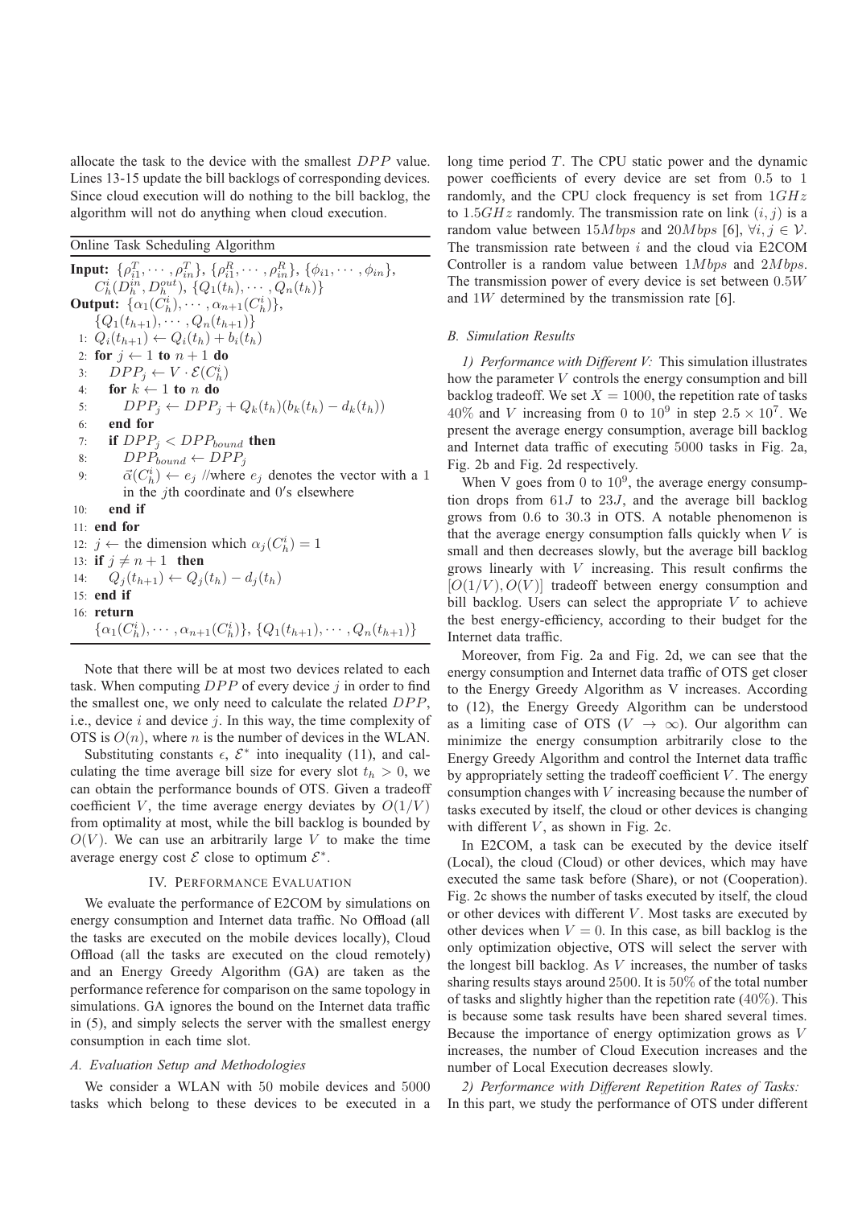allocate the task to the device with the smallest $DPP$ value. Lines 13-15 update the bill backlogs of corresponding devices. Since cloud execution will do nothing to the bill backlog, the algorithm will not do anything when cloud execution.

**Online Task Scheduling Algorithm**

**Input:** $\{\rho_{i1}^T, \cdots, \rho_{in}^T\}$, $\{\rho_{i1}^R, \cdots, \rho_{in}^R\}$, $\{\phi_{i1}, \cdots, \phi_{in}\}$, $C_h^i(D_h^{in}, D_h^{out})$, $\{Q_1(t_h), \cdots, Q_n(t_h)\}$
**Output:** $\{\alpha_1(C_h^i), \cdots, \alpha_{n+1}(C_h^i)\}$, $\{Q_1(t_{h+1}), \cdots, Q_n(t_{h+1})\}$

1: $Q_i(t_{h+1}) \leftarrow Q_i(t_h) + b_i(t_h)$
2: **for** $j \leftarrow 1$ **to** $n+1$ **do**
3: $\quad DPP_j \leftarrow V \cdot \mathcal{E}(C_h^i)$
4: $\quad$ **for** $k \leftarrow 1$ **to** $n$ **do**
5: $\quad\quad DPP_j \leftarrow DPP_j + Q_k(t_h)(b_k(t_h) - d_k(t_h))$
6: $\quad$ **end for**
7: $\quad$ **if** $DPP_j < DPP_{bound}$ **then**
8: $\quad\quad DPP_{bound} \leftarrow DPP_j$
9: $\quad\quad \vec{\alpha}(C_h^i) \leftarrow e_j$ //where $e_j$ denotes the vector with a 1 in the $j$th coordinate and $0'$s elsewhere
10: $\quad$ **end if**
11: **end for**
12: $j \leftarrow$ the dimension which $\alpha_j(C_h^i) = 1$
13: **if** $j \neq n+1$ **then**
14: $\quad Q_j(t_{h+1}) \leftarrow Q_j(t_h) - d_j(t_h)$
15: **end if**
16: **return** $\{\alpha_1(C_h^i), \cdots, \alpha_{n+1}(C_h^i)\}$, $\{Q_1(t_{h+1}), \cdots, Q_n(t_{h+1})\}$

Note that there will be at most two devices related to each task. When computing $DPP$ of every device $j$ in order to find the smallest one, we only need to calculate the related $DPP$, i.e., device $i$ and device $j$. In this way, the time complexity of OTS is $O(n)$, where $n$ is the number of devices in the WLAN.

Substituting constants $\epsilon$, $\mathcal{E}^*$ into inequality (11), and calculating the time average bill size for every slot $t_h > 0$, we can obtain the performance bounds of OTS. Given a tradeoff coefficient $V$, the time average energy deviates by $O(1/V)$ from optimality at most, while the bill backlog is bounded by $O(V)$. We can use an arbitrarily large $V$ to make the time average energy cost $\mathcal{E}$ close to optimum $\mathcal{E}^*$.

## IV. Performance Evaluation

We evaluate the performance of E2COM by simulations on energy consumption and Internet data traffic. No Offload (all the tasks are executed on the mobile devices locally), Cloud Offload (all the tasks are executed on the cloud remotely) and an Energy Greedy Algorithm (GA) are taken as the performance reference for comparison on the same topology in simulations. GA ignores the bound on the Internet data traffic in (5), and simply selects the server with the smallest energy consumption in each time slot.

### *A. Evaluation Setup and Methodologies*

We consider a WLAN with 50 mobile devices and 5000 tasks which belong to these devices to be executed in a long time period $T$. The CPU static power and the dynamic power coefficients of every device are set from 0.5 to 1 randomly, and the CPU clock frequency is set from $1GHz$ to $1.5GHz$ randomly. The transmission rate on link $(i, j)$ is a random value between $15Mbps$ and $20Mbps$ [6], $\forall i, j \in \mathcal{V}$. The transmission rate between $i$ and the cloud via E2COM Controller is a random value between $1Mbps$ and $2Mbps$. The transmission power of every device is set between $0.5W$ and $1W$ determined by the transmission rate [6].

### *B. Simulation Results*

*1) Performance with Different V:* This simulation illustrates how the parameter $V$ controls the energy consumption and bill backlog tradeoff. We set $X = 1000$, the repetition rate of tasks 40% and $V$ increasing from 0 to $10^9$ in step $2.5 \times 10^7$. We present the average energy consumption, average bill backlog and Internet data traffic of executing 5000 tasks in Fig. 2a, Fig. 2b and Fig. 2d respectively.

When V goes from 0 to $10^9$, the average energy consumption drops from $61J$ to $23J$, and the average bill backlog grows from 0.6 to 30.3 in OTS. A notable phenomenon is that the average energy consumption falls quickly when $V$ is small and then decreases slowly, but the average bill backlog grows linearly with $V$ increasing. This result confirms the $[O(1/V), O(V)]$ tradeoff between energy consumption and bill backlog. Users can select the appropriate $V$ to achieve the best energy-efficiency, according to their budget for the Internet data traffic.

Moreover, from Fig. 2a and Fig. 2d, we can see that the energy consumption and Internet data traffic of OTS get closer to the Energy Greedy Algorithm as V increases. According to (12), the Energy Greedy Algorithm can be understood as a limiting case of OTS ($V \rightarrow \infty$). Our algorithm can minimize the energy consumption arbitrarily close to the Energy Greedy Algorithm and control the Internet data traffic by appropriately setting the tradeoff coefficient $V$. The energy consumption changes with $V$ increasing because the number of tasks executed by itself, the cloud or other devices is changing with different $V$, as shown in Fig. 2c.

In E2COM, a task can be executed by the device itself (Local), the cloud (Cloud) or other devices, which may have executed the same task before (Share), or not (Cooperation). Fig. 2c shows the number of tasks executed by itself, the cloud or other devices with different $V$. Most tasks are executed by other devices when $V = 0$. In this case, as bill backlog is the only optimization objective, OTS will select the server with the longest bill backlog. As $V$ increases, the number of tasks sharing results stays around 2500. It is 50% of the total number of tasks and slightly higher than the repetition rate (40%). This is because some task results have been shared several times. Because the importance of energy optimization grows as $V$ increases, the number of Cloud Execution increases and the number of Local Execution decreases slowly.

*2) Performance with Different Repetition Rates of Tasks:* In this part, we study the performance of OTS under different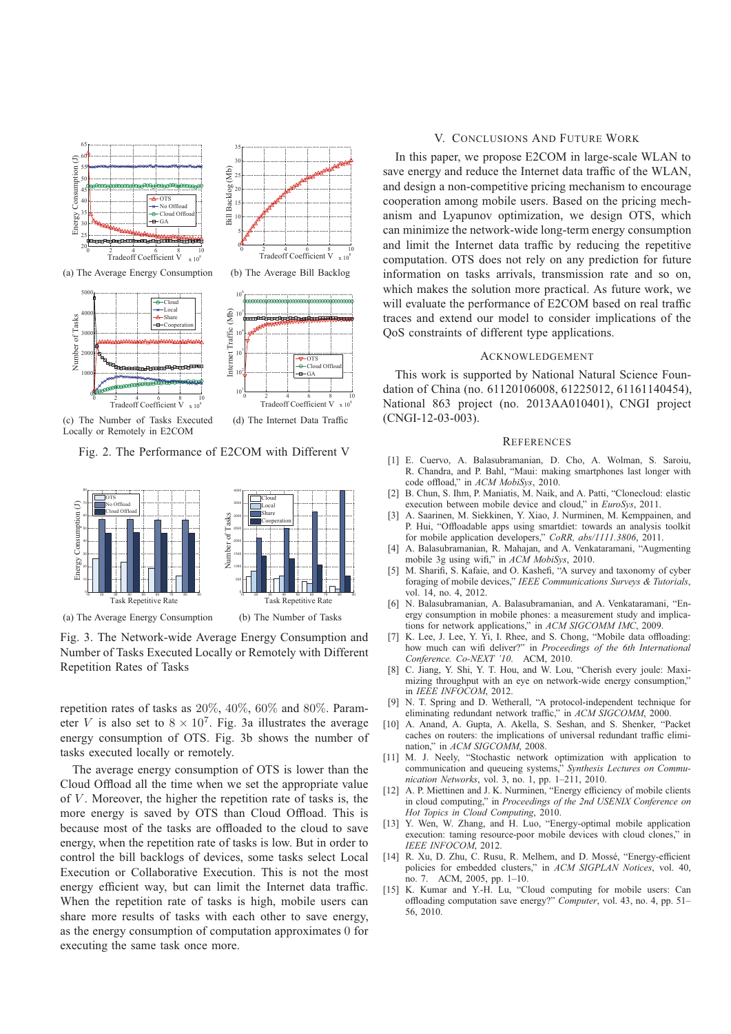Energy Consumption (J)
65
60
55
50
45
40
35
30
25
20
0 2 4 6 8 10
Tradeoff Coefficient V x 10^8
OTS
No Offload
Cloud Offload
GA

(a) The Average Energy Consumption

Bill Backlog (Mb)
35
30
25
20
15
10
5
0
0 2 4 6 8 10
Tradeoff Coefficient V x 10^8

(b) The Average Bill Backlog

Number of Tasks
5000
4000
3000
2000
1000
0
0 2 4 6 8 10
Tradeoff Coefficient V x 10^8
Cloud
Local
Share
Cooperation

(c) The Number of Tasks Executed Locally or Remotely in E2COM

Internet Traffic (Mb)
10^6
10^5
10^4
10^3
10^2
10^1
0 2 4 6 8 10
Tradeoff Coefficient V x 10^8
OTS
Cloud Offload
GA

(d) The Internet Data Traffic

Fig. 2. The Performance of E2COM with Different V

Energy Consumption (J)
OTS
No Offload
Cloud Offload
Task Repetitive Rate

(a) The Average Energy Consumption

Number of Tasks
Cloud
Local
Share
Cooperation
Task Repetitive Rate

(b) The Number of Tasks

Fig. 3. The Network-wide Average Energy Consumption and Number of Tasks Executed Locally or Remotely with Different Repetition Rates of Tasks

repetition rates of tasks as 20%, 40%, 60% and 80%. Parameter $V$ is also set to $8 \times 10^7$. Fig. 3a illustrates the average energy consumption of OTS. Fig. 3b shows the number of tasks executed locally or remotely.

The average energy consumption of OTS is lower than the Cloud Offload all the time when we set the appropriate value of $V$. Moreover, the higher the repetition rate of tasks is, the more energy is saved by OTS than Cloud Offload. This is because most of the tasks are offloaded to the cloud to save energy, when the repetition rate of tasks is low. But in order to control the bill backlogs of devices, some tasks select Local Execution or Collaborative Execution. This is not the most energy efficient way, but can limit the Internet data traffic. When the repetition rate of tasks is high, mobile users can share more results of tasks with each other to save energy, as the energy consumption of computation approximates 0 for executing the same task once more.

## V. Conclusions and Future Work

In this paper, we propose E2COM in large-scale WLAN to save energy and reduce the Internet data traffic of the WLAN, and design a non-competitive pricing mechanism to encourage cooperation among mobile users. Based on the pricing mechanism and Lyapunov optimization, we design OTS, which can minimize the network-wide long-term energy consumption and limit the Internet data traffic by reducing the repetitive computation. OTS does not rely on any prediction for future information on tasks arrivals, transmission rate and so on, which makes the solution more practical. As future work, we will evaluate the performance of E2COM based on real traffic traces and extend our model to consider implications of the QoS constraints of different type applications.

## Acknowledgement

This work is supported by National Natural Science Foundation of China (no. 61120106008, 61225012, 61161140454), National 863 project (no. 2013AA010401), CNGI project (CNGI-12-03-003).

## References

[1] E. Cuervo, A. Balasubramanian, D. Cho, A. Wolman, S. Saroiu, R. Chandra, and P. Bahl, "Maui: making smartphones last longer with code offload," in *ACM MobiSys*, 2010.

[2] B. Chun, S. Ihm, P. Maniatis, M. Naik, and A. Patti, "Clonecloud: elastic execution between mobile device and cloud," in *EuroSys*, 2011.

[3] A. Saarinen, M. Siekkinen, Y. Xiao, J. Nurminen, M. Kemppainen, and P. Hui, "Offloadable apps using smartdiet: towards an analysis toolkit for mobile application developers," *CoRR, abs/1111.3806*, 2011.

[4] A. Balasubramanian, R. Mahajan, and A. Venkataramani, "Augmenting mobile 3g using wifi," in *ACM MobiSys*, 2010.

[5] M. Sharifi, S. Kafaie, and O. Kashefi, "A survey and taxonomy of cyber foraging of mobile devices," *IEEE Communications Surveys & Tutorials*, vol. 14, no. 4, 2012.

[6] N. Balasubramanian, A. Balasubramanian, and A. Venkataramani, "Energy consumption in mobile phones: a measurement study and implications for network applications," in *ACM SIGCOMM IMC*, 2009.

[7] K. Lee, J. Lee, Y. Yi, I. Rhee, and S. Chong, "Mobile data offloading: how much can wifi deliver?" in *Proceedings of the 6th International Conference. Co-NEXT '10*. ACM, 2010.

[8] C. Jiang, Y. Shi, Y. T. Hou, and W. Lou, "Cherish every joule: Maximizing throughput with an eye on network-wide energy consumption," in *IEEE INFOCOM*, 2012.

[9] N. T. Spring and D. Wetherall, "A protocol-independent technique for eliminating redundant network traffic," in *ACM SIGCOMM*, 2000.

[10] A. Anand, A. Gupta, A. Akella, S. Seshan, and S. Shenker, "Packet caches on routers: the implications of universal redundant traffic elimination," in *ACM SIGCOMM*, 2008.

[11] M. J. Neely, "Stochastic network optimization with application to communication and queueing systems," *Synthesis Lectures on Communication Networks*, vol. 3, no. 1, pp. 1–211, 2010.

[12] A. P. Miettinen and J. K. Nurminen, "Energy efficiency of mobile clients in cloud computing," in *Proceedings of the 2nd USENIX Conference on Hot Topics in Cloud Computing*, 2010.

[13] Y. Wen, W. Zhang, and H. Luo, "Energy-optimal mobile application execution: taming resource-poor mobile devices with cloud clones," in *IEEE INFOCOM*, 2012.

[14] R. Xu, D. Zhu, C. Rusu, R. Melhem, and D. Mossé, "Energy-efficient policies for embedded clusters," in *ACM SIGPLAN Notices*, vol. 40, no. 7. ACM, 2005, pp. 1–10.

[15] K. Kumar and Y.-H. Lu, "Cloud computing for mobile users: Can offloading computation save energy?" *Computer*, vol. 43, no. 4, pp. 51–56, 2010.